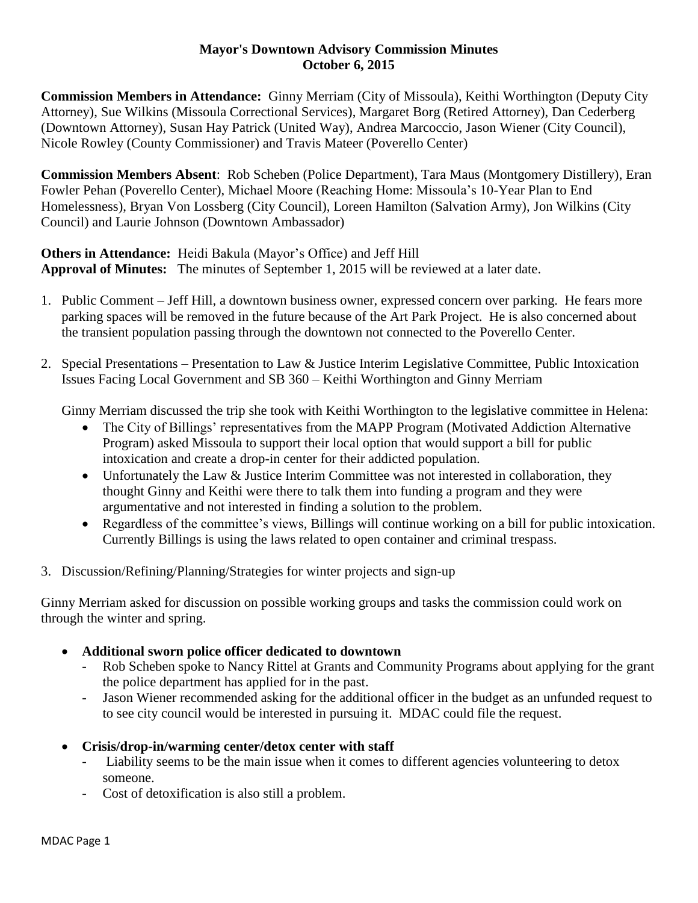**Mayor's Downtown Advisory Commission Minutes**
**October 6, 2015**

**Commission Members in Attendance:** Ginny Merriam (City of Missoula), Keithi Worthington (Deputy City Attorney), Sue Wilkins (Missoula Correctional Services), Margaret Borg (Retired Attorney), Dan Cederberg (Downtown Attorney), Susan Hay Patrick (United Way), Andrea Marcoccio, Jason Wiener (City Council), Nicole Rowley (County Commissioner) and Travis Mateer (Poverello Center)

**Commission Members Absent**: Rob Scheben (Police Department), Tara Maus (Montgomery Distillery), Eran Fowler Pehan (Poverello Center), Michael Moore (Reaching Home: Missoula's 10-Year Plan to End Homelessness), Bryan Von Lossberg (City Council), Loreen Hamilton (Salvation Army), Jon Wilkins (City Council) and Laurie Johnson (Downtown Ambassador)

**Others in Attendance:** Heidi Bakula (Mayor's Office) and Jeff Hill
**Approval of Minutes:** The minutes of September 1, 2015 will be reviewed at a later date.

1. Public Comment – Jeff Hill, a downtown business owner, expressed concern over parking. He fears more parking spaces will be removed in the future because of the Art Park Project. He is also concerned about the transient population passing through the downtown not connected to the Poverello Center.

2. Special Presentations – Presentation to Law & Justice Interim Legislative Committee, Public Intoxication Issues Facing Local Government and SB 360 – Keithi Worthington and Ginny Merriam

   Ginny Merriam discussed the trip she took with Keithi Worthington to the legislative committee in Helena:
   - The City of Billings' representatives from the MAPP Program (Motivated Addiction Alternative Program) asked Missoula to support their local option that would support a bill for public intoxication and create a drop-in center for their addicted population.
   - Unfortunately the Law & Justice Interim Committee was not interested in collaboration, they thought Ginny and Keithi were there to talk them into funding a program and they were argumentative and not interested in finding a solution to the problem.
   - Regardless of the committee's views, Billings will continue working on a bill for public intoxication. Currently Billings is using the laws related to open container and criminal trespass.

3. Discussion/Refining/Planning/Strategies for winter projects and sign-up

Ginny Merriam asked for discussion on possible working groups and tasks the commission could work on through the winter and spring.

- **Additional sworn police officer dedicated to downtown**
  - Rob Scheben spoke to Nancy Rittel at Grants and Community Programs about applying for the grant the police department has applied for in the past.
  - Jason Wiener recommended asking for the additional officer in the budget as an unfunded request to to see city council would be interested in pursuing it. MDAC could file the request.

- **Crisis/drop-in/warming center/detox center with staff**
  - Liability seems to be the main issue when it comes to different agencies volunteering to detox someone.
  - Cost of detoxification is also still a problem.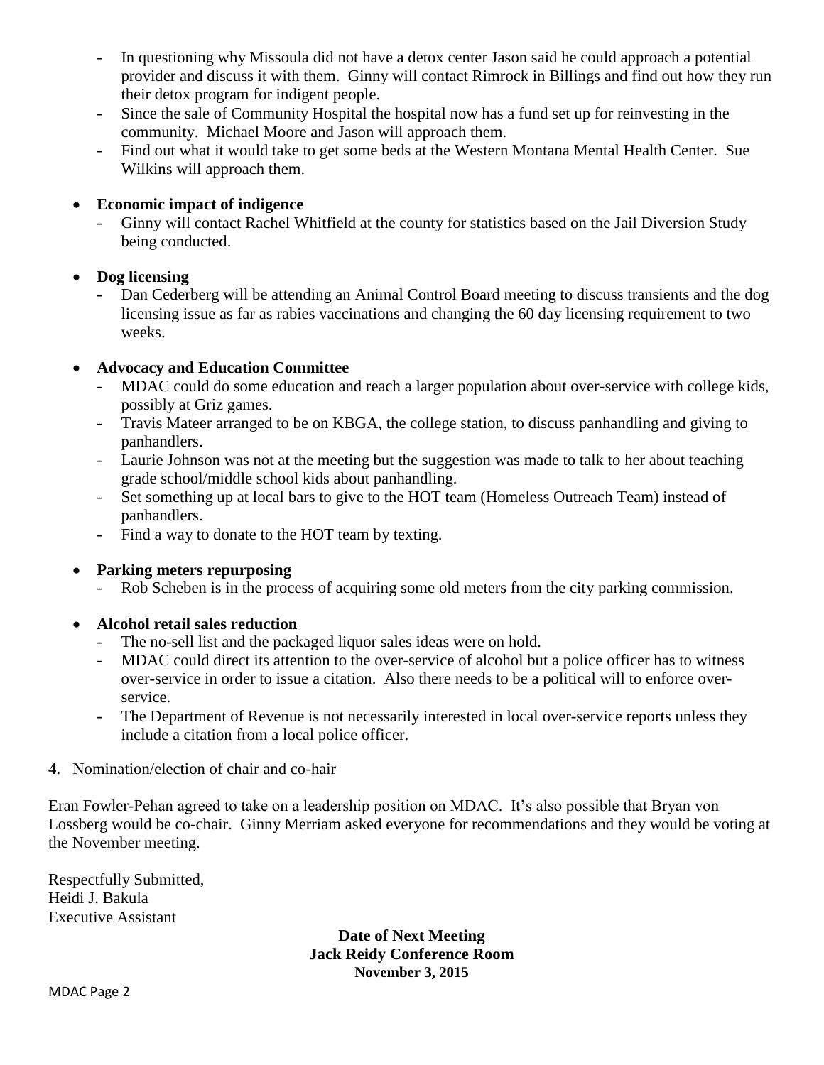- In questioning why Missoula did not have a detox center Jason said he could approach a potential provider and discuss it with them. Ginny will contact Rimrock in Billings and find out how they run their detox program for indigent people.
- Since the sale of Community Hospital the hospital now has a fund set up for reinvesting in the community. Michael Moore and Jason will approach them.
- Find out what it would take to get some beds at the Western Montana Mental Health Center. Sue Wilkins will approach them.

- **Economic impact of indigence**
  - Ginny will contact Rachel Whitfield at the county for statistics based on the Jail Diversion Study being conducted.

- **Dog licensing**
  - Dan Cederberg will be attending an Animal Control Board meeting to discuss transients and the dog licensing issue as far as rabies vaccinations and changing the 60 day licensing requirement to two weeks.

- **Advocacy and Education Committee**
  - MDAC could do some education and reach a larger population about over-service with college kids, possibly at Griz games.
  - Travis Mateer arranged to be on KBGA, the college station, to discuss panhandling and giving to panhandlers.
  - Laurie Johnson was not at the meeting but the suggestion was made to talk to her about teaching grade school/middle school kids about panhandling.
  - Set something up at local bars to give to the HOT team (Homeless Outreach Team) instead of panhandlers.
  - Find a way to donate to the HOT team by texting.

- **Parking meters repurposing**
  - Rob Scheben is in the process of acquiring some old meters from the city parking commission.

- **Alcohol retail sales reduction**
  - The no-sell list and the packaged liquor sales ideas were on hold.
  - MDAC could direct its attention to the over-service of alcohol but a police officer has to witness over-service in order to issue a citation. Also there needs to be a political will to enforce over-service.
  - The Department of Revenue is not necessarily interested in local over-service reports unless they include a citation from a local police officer.

4. Nomination/election of chair and co-hair

Eran Fowler-Pehan agreed to take on a leadership position on MDAC. It's also possible that Bryan von Lossberg would be co-chair. Ginny Merriam asked everyone for recommendations and they would be voting at the November meeting.

Respectfully Submitted,
Heidi J. Bakula
Executive Assistant

**Date of Next Meeting**
**Jack Reidy Conference Room**
**November 3, 2015**